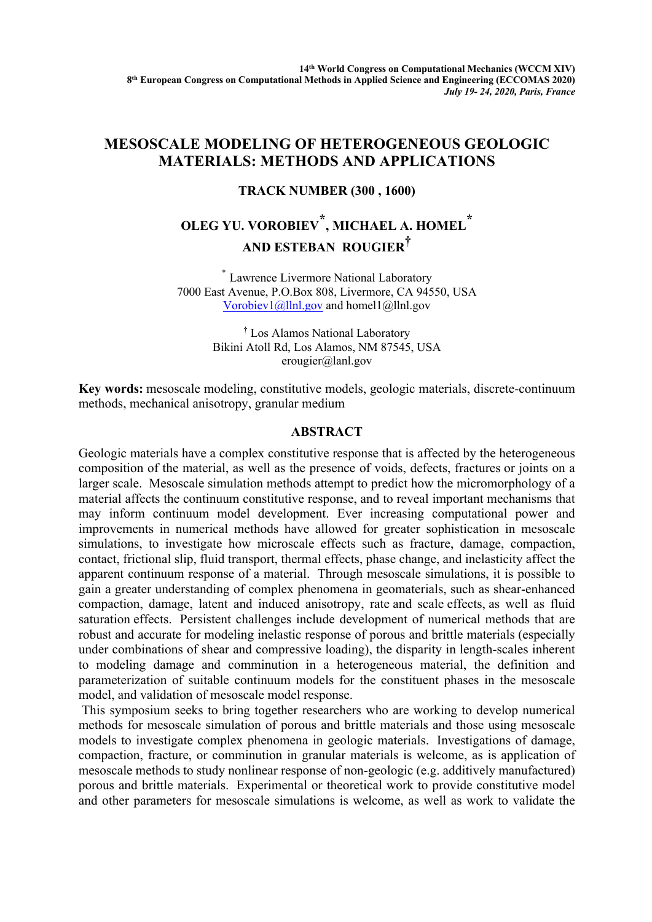**14th World Congress on Computational Mechanics (WCCM XIV)**
**8th European Congress on Computational Methods in Applied Science and Engineering (ECCOMAS 2020)**
***July 19- 24, 2020, Paris, France***

# MESOSCALE MODELING OF HETEROGENEOUS GEOLOGIC MATERIALS: METHODS AND APPLICATIONS

**TRACK NUMBER (300 , 1600)**

**OLEG YU. VOROBIEV[*], MICHAEL A. HOMEL[*] AND ESTEBAN ROUGIER[†]**

[*] Lawrence Livermore National Laboratory
7000 East Avenue, P.O.Box 808, Livermore, CA 94550, USA
Vorobiev1@llnl.gov and homel1@llnl.gov

[†] Los Alamos National Laboratory
Bikini Atoll Rd, Los Alamos, NM 87545, USA
erougier@lanl.gov

**Key words:** mesoscale modeling, constitutive models, geologic materials, discrete-continuum methods, mechanical anisotropy, granular medium

## ABSTRACT

Geologic materials have a complex constitutive response that is affected by the heterogeneous composition of the material, as well as the presence of voids, defects, fractures or joints on a larger scale. Mesoscale simulation methods attempt to predict how the micromorphology of a material affects the continuum constitutive response, and to reveal important mechanisms that may inform continuum model development. Ever increasing computational power and improvements in numerical methods have allowed for greater sophistication in mesoscale simulations, to investigate how microscale effects such as fracture, damage, compaction, contact, frictional slip, fluid transport, thermal effects, phase change, and inelasticity affect the apparent continuum response of a material. Through mesoscale simulations, it is possible to gain a greater understanding of complex phenomena in geomaterials, such as shear-enhanced compaction, damage, latent and induced anisotropy, rate and scale effects, as well as fluid saturation effects. Persistent challenges include development of numerical methods that are robust and accurate for modeling inelastic response of porous and brittle materials (especially under combinations of shear and compressive loading), the disparity in length-scales inherent to modeling damage and comminution in a heterogeneous material, the definition and parameterization of suitable continuum models for the constituent phases in the mesoscale model, and validation of mesoscale model response.

This symposium seeks to bring together researchers who are working to develop numerical methods for mesoscale simulation of porous and brittle materials and those using mesoscale models to investigate complex phenomena in geologic materials. Investigations of damage, compaction, fracture, or comminution in granular materials is welcome, as is application of mesoscale methods to study nonlinear response of non-geologic (e.g. additively manufactured) porous and brittle materials. Experimental or theoretical work to provide constitutive model and other parameters for mesoscale simulations is welcome, as well as work to validate the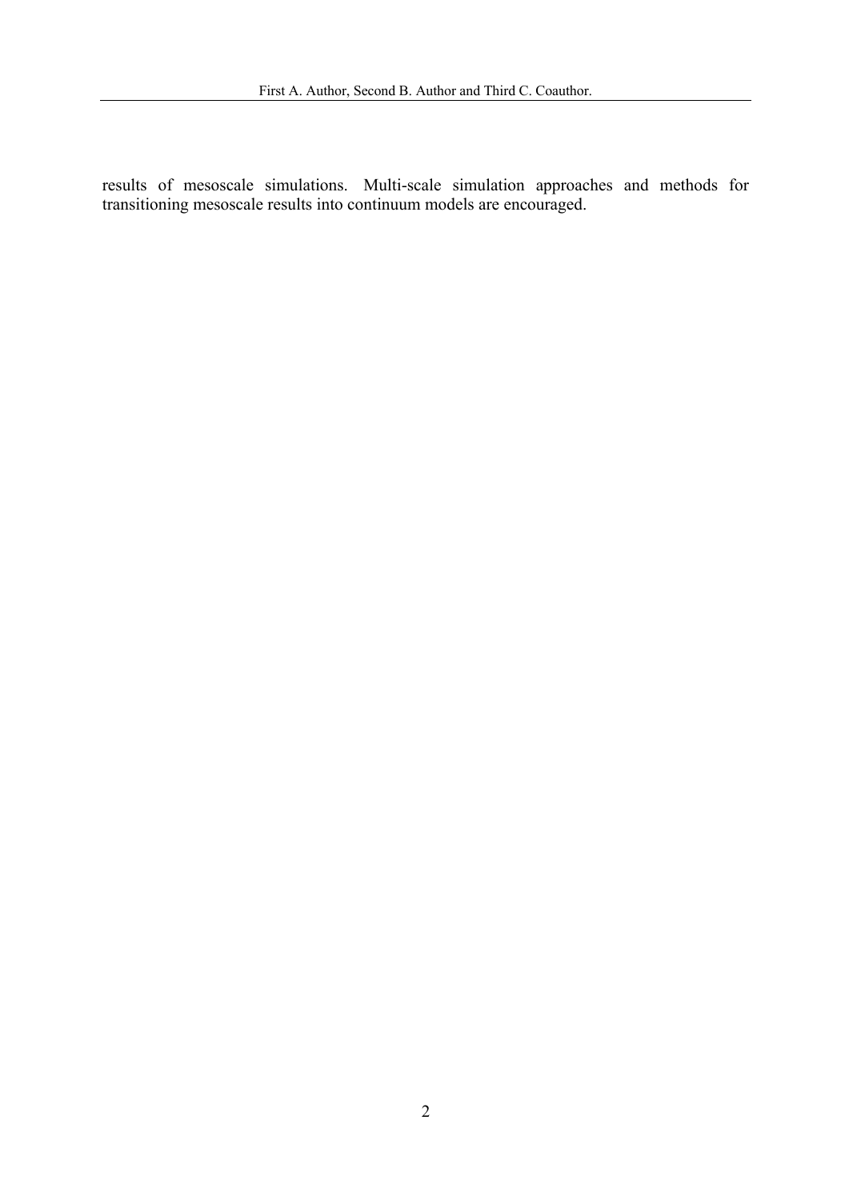results of mesoscale simulations. Multi-scale simulation approaches and methods for transitioning mesoscale results into continuum models are encouraged.